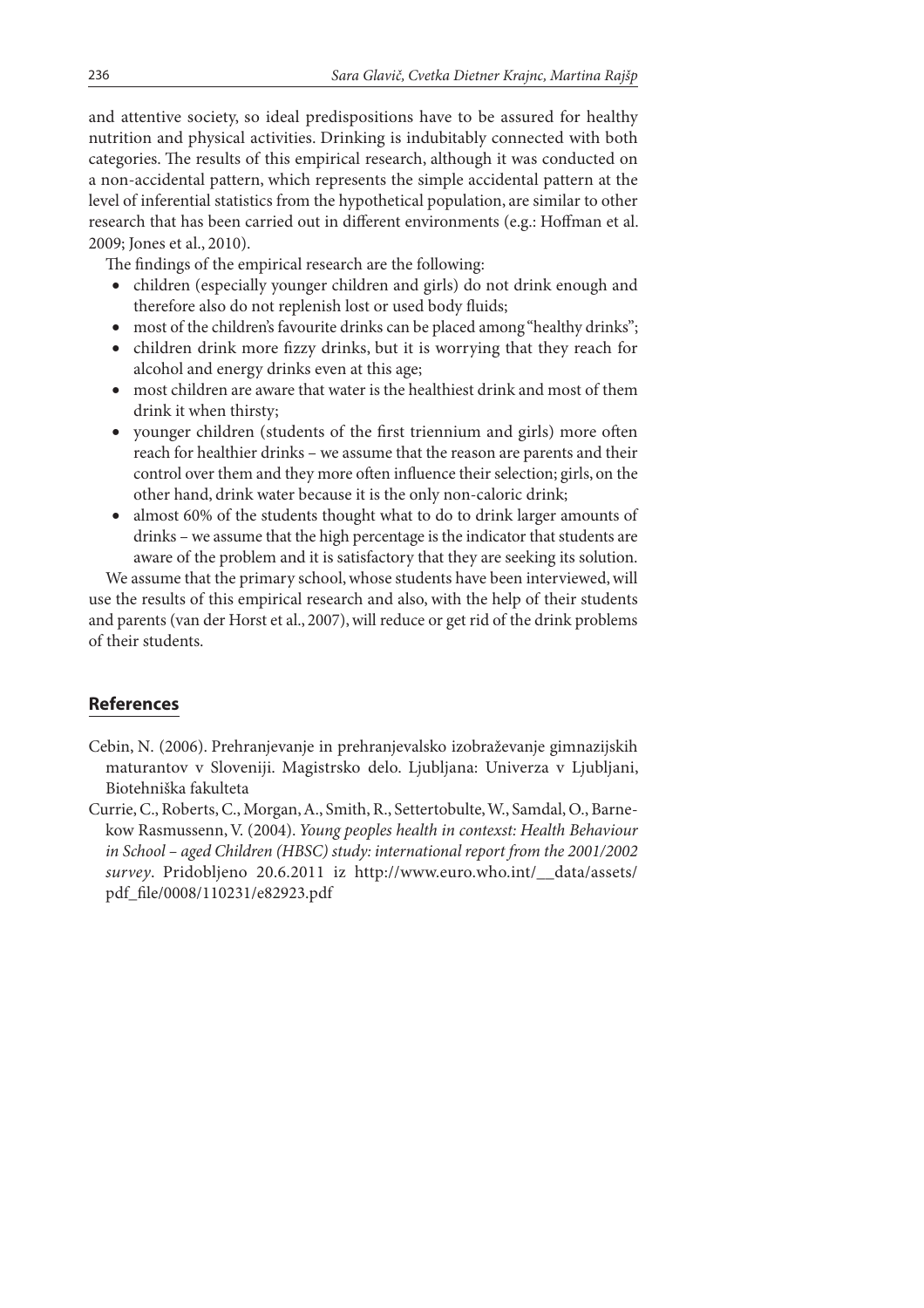and attentive society, so ideal predispositions have to be assured for healthy nutrition and physical activities. Drinking is indubitably connected with both categories. The results of this empirical research, although it was conducted on a non-accidental pattern, which represents the simple accidental pattern at the level of inferential statistics from the hypothetical population, are similar to other research that has been carried out in different environments (e.g.: Hoffman et al. 2009; Jones et al., 2010).

The findings of the empirical research are the following:

- children (especially younger children and girls) do not drink enough and therefore also do not replenish lost or used body fluids;
- most of the children's favourite drinks can be placed among "healthy drinks";
- children drink more fizzy drinks, but it is worrying that they reach for alcohol and energy drinks even at this age;
- most children are aware that water is the healthiest drink and most of them drink it when thirsty;
- younger children (students of the first triennium and girls) more often reach for healthier drinks – we assume that the reason are parents and their control over them and they more often influence their selection; girls, on the other hand, drink water because it is the only non-caloric drink;
- almost 60% of the students thought what to do to drink larger amounts of drinks – we assume that the high percentage is the indicator that students are aware of the problem and it is satisfactory that they are seeking its solution.

We assume that the primary school, whose students have been interviewed, will use the results of this empirical research and also, with the help of their students and parents (van der Horst et al., 2007), will reduce or get rid of the drink problems of their students.

## References

Cebin, N. (2006). Prehranjevanje in prehranjevalsko izobraževanje gimnazijskih maturantov v Sloveniji. Magistrsko delo. Ljubljana: Univerza v Ljubljani, Biotehniška fakulteta

Currie, C., Roberts, C., Morgan, A., Smith, R., Settertobulte, W., Samdal, O., Barnekow Rasmussenn, V. (2004). *Young peoples health in contexst: Health Behaviour in School – aged Children (HBSC) study: international report from the 2001/2002 survey*. Pridobljeno 20.6.2011 iz http://www.euro.who.int/__data/assets/pdf_file/0008/110231/e82923.pdf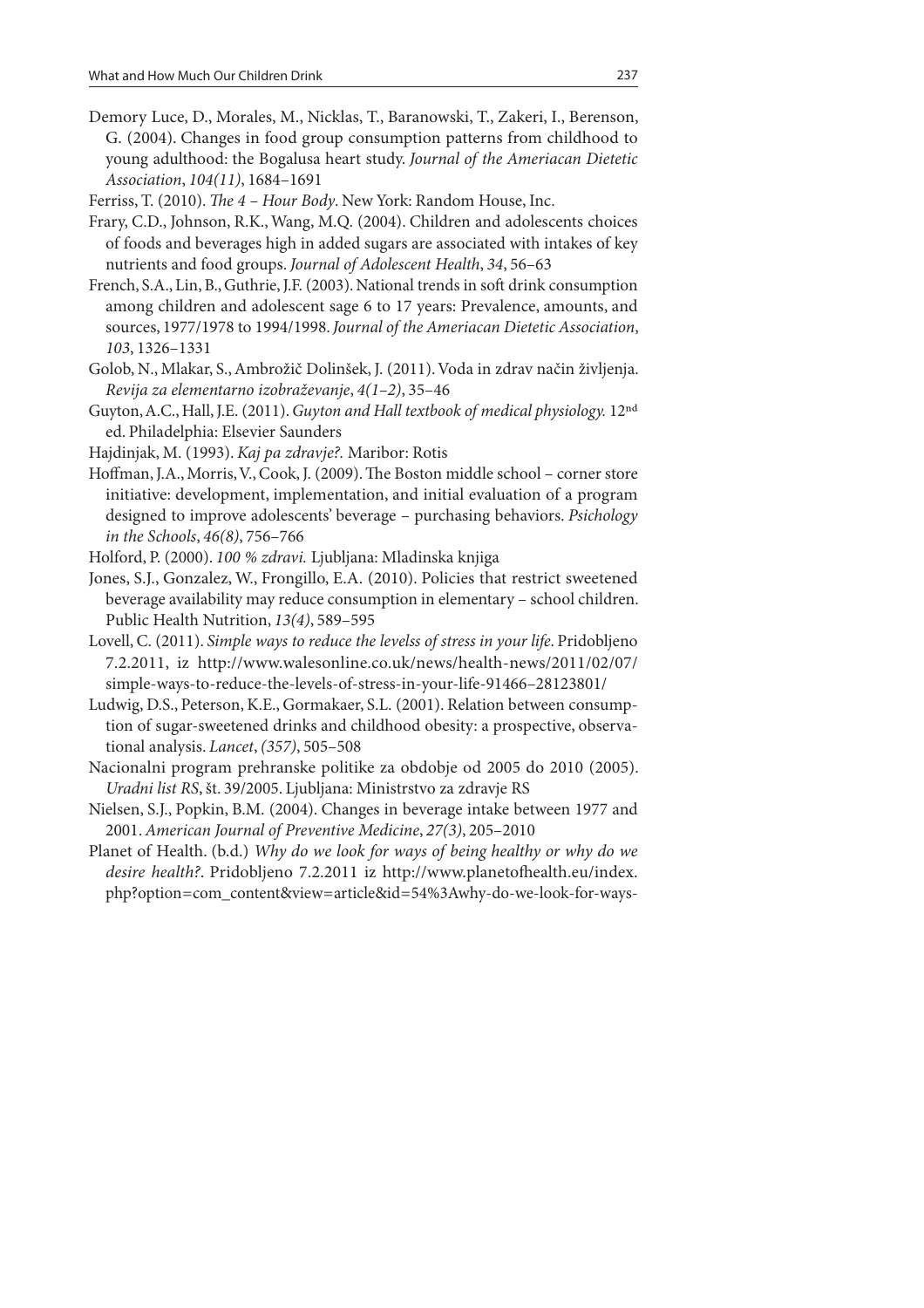Demory Luce, D., Morales, M., Nicklas, T., Baranowski, T., Zakeri, I., Berenson, G. (2004). Changes in food group consumption patterns from childhood to young adulthood: the Bogalusa heart study. *Journal of the Ameriacan Dietetic Association*, *104(11)*, 1684–1691

Ferriss, T. (2010). *The 4 – Hour Body*. New York: Random House, Inc.

Frary, C.D., Johnson, R.K., Wang, M.Q. (2004). Children and adolescents choices of foods and beverages high in added sugars are associated with intakes of key nutrients and food groups. *Journal of Adolescent Health*, *34*, 56–63

French, S.A., Lin, B., Guthrie, J.F. (2003). National trends in soft drink consumption among children and adolescent sage 6 to 17 years: Prevalence, amounts, and sources, 1977/1978 to 1994/1998. *Journal of the Ameriacan Dietetic Association*, *103*, 1326–1331

Golob, N., Mlakar, S., Ambrožič Dolinšek, J. (2011). Voda in zdrav način življenja. *Revija za elementarno izobraževanje*, *4(1–2)*, 35–46

Guyton, A.C., Hall, J.E. (2011). *Guyton and Hall textbook of medical physiology.* 12nd ed. Philadelphia: Elsevier Saunders

Hajdinjak, M. (1993). *Kaj pa zdravje?.* Maribor: Rotis

Hoffman, J.A., Morris, V., Cook, J. (2009). The Boston middle school – corner store initiative: development, implementation, and initial evaluation of a program designed to improve adolescents' beverage – purchasing behaviors. *Psichology in the Schools*, *46(8)*, 756–766

Holford, P. (2000). *100 % zdravi.* Ljubljana: Mladinska knjiga

Jones, S.J., Gonzalez, W., Frongillo, E.A. (2010). Policies that restrict sweetened beverage availability may reduce consumption in elementary – school children. Public Health Nutrition, *13(4)*, 589–595

Lovell, C. (2011). *Simple ways to reduce the levelss of stress in your life*. Pridobljeno 7.2.2011, iz http://www.walesonline.co.uk/news/health-news/2011/02/07/simple-ways-to-reduce-the-levels-of-stress-in-your-life-91466–28123801/

Ludwig, D.S., Peterson, K.E., Gormakaer, S.L. (2001). Relation between consumption of sugar-sweetened drinks and childhood obesity: a prospective, observational analysis. *Lancet*, *(357)*, 505–508

Nacionalni program prehranske politike za obdobje od 2005 do 2010 (2005). *Uradni list RS*, št. 39/2005. Ljubljana: Ministrstvo za zdravje RS

Nielsen, S.J., Popkin, B.M. (2004). Changes in beverage intake between 1977 and 2001. *American Journal of Preventive Medicine*, *27(3)*, 205–2010

Planet of Health. (b.d.) *Why do we look for ways of being healthy or why do we desire health?*. Pridobljeno 7.2.2011 iz http://www.planetofhealth.eu/index.php?option=com_content&view=article&id=54%3Awhy-do-we-look-for-ways-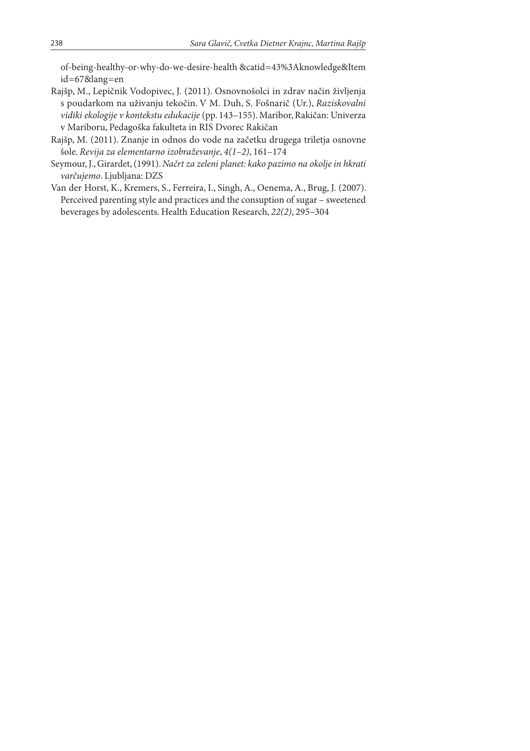of-being-healthy-or-why-do-we-desire-health &catid=43%3Aknowledge&Item id=67&lang=en

Rajšp, M., Lepičnik Vodopivec, J. (2011). Osnovnošolci in zdrav način življenja s poudarkom na uživanju tekočin. V M. Duh, S. Fošnarič (Ur.), *Raziskovalni vidiki ekologije v kontekstu edukacije* (pp. 143–155). Maribor, Rakičan: Univerza v Mariboru, Pedagoška fakulteta in RIS Dvorec Rakičan

Rajšp, M. (2011). Znanje in odnos do vode na začetku drugega triletja osnovne šole. *Revija za elementarno izobraževanje*, *4(1–2)*, 161–174

Seymour, J., Girardet, (1991). *Načrt za zeleni planet: kako pazimo na okolje in hkrati varčujemo*. Ljubljana: DZS

Van der Horst, K., Kremers, S., Ferreira, I., Singh, A., Oenema, A., Brug, J. (2007). Perceived parenting style and practices and the consuption of sugar – sweetened beverages by adolescents. Health Education Research, *22(2)*, 295–304